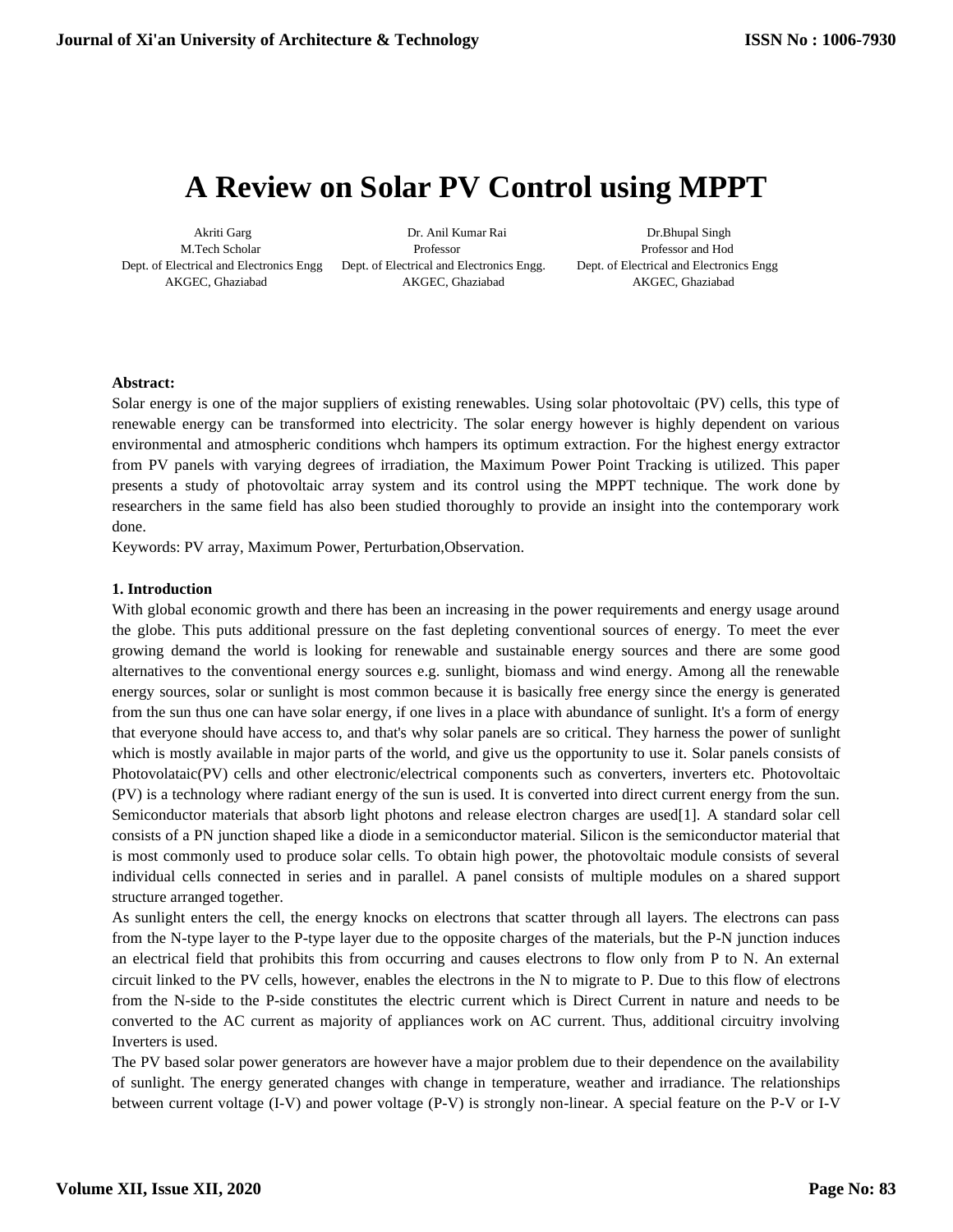# A Review on Solar PV Control using MPPT

Akriti Garg
M.Tech Scholar
Dept. of Electrical and Electronics Engg
AKGEC, Ghaziabad

Dr. Anil Kumar Rai
Professor
Dept. of Electrical and Electronics Engg.
AKGEC, Ghaziabad

Dr.Bhupal Singh
Professor and Hod
Dept. of Electrical and Electronics Engg
AKGEC, Ghaziabad

**Abstract:**

Solar energy is one of the major suppliers of existing renewables. Using solar photovoltaic (PV) cells, this type of renewable energy can be transformed into electricity. The solar energy however is highly dependent on various environmental and atmospheric conditions whch hampers its optimum extraction. For the highest energy extractor from PV panels with varying degrees of irradiation, the Maximum Power Point Tracking is utilized. This paper presents a study of photovoltaic array system and its control using the MPPT technique. The work done by researchers in the same field has also been studied thoroughly to provide an insight into the contemporary work done.

Keywords: PV array, Maximum Power, Perturbation,Observation.

## 1. Introduction

With global economic growth and there has been an increasing in the power requirements and energy usage around the globe. This puts additional pressure on the fast depleting conventional sources of energy. To meet the ever growing demand the world is looking for renewable and sustainable energy sources and there are some good alternatives to the conventional energy sources e.g. sunlight, biomass and wind energy. Among all the renewable energy sources, solar or sunlight is most common because it is basically free energy since the energy is generated from the sun thus one can have solar energy, if one lives in a place with abundance of sunlight. It's a form of energy that everyone should have access to, and that's why solar panels are so critical. They harness the power of sunlight which is mostly available in major parts of the world, and give us the opportunity to use it. Solar panels consists of Photovolataic(PV) cells and other electronic/electrical components such as converters, inverters etc. Photovoltaic (PV) is a technology where radiant energy of the sun is used. It is converted into direct current energy from the sun. Semiconductor materials that absorb light photons and release electron charges are used[1]. A standard solar cell consists of a PN junction shaped like a diode in a semiconductor material. Silicon is the semiconductor material that is most commonly used to produce solar cells. To obtain high power, the photovoltaic module consists of several individual cells connected in series and in parallel. A panel consists of multiple modules on a shared support structure arranged together.

As sunlight enters the cell, the energy knocks on electrons that scatter through all layers. The electrons can pass from the N-type layer to the P-type layer due to the opposite charges of the materials, but the P-N junction induces an electrical field that prohibits this from occurring and causes electrons to flow only from P to N. An external circuit linked to the PV cells, however, enables the electrons in the N to migrate to P. Due to this flow of electrons from the N-side to the P-side constitutes the electric current which is Direct Current in nature and needs to be converted to the AC current as majority of appliances work on AC current. Thus, additional circuitry involving Inverters is used.

The PV based solar power generators are however have a major problem due to their dependence on the availability of sunlight. The energy generated changes with change in temperature, weather and irradiance. The relationships between current voltage (I-V) and power voltage (P-V) is strongly non-linear. A special feature on the P-V or I-V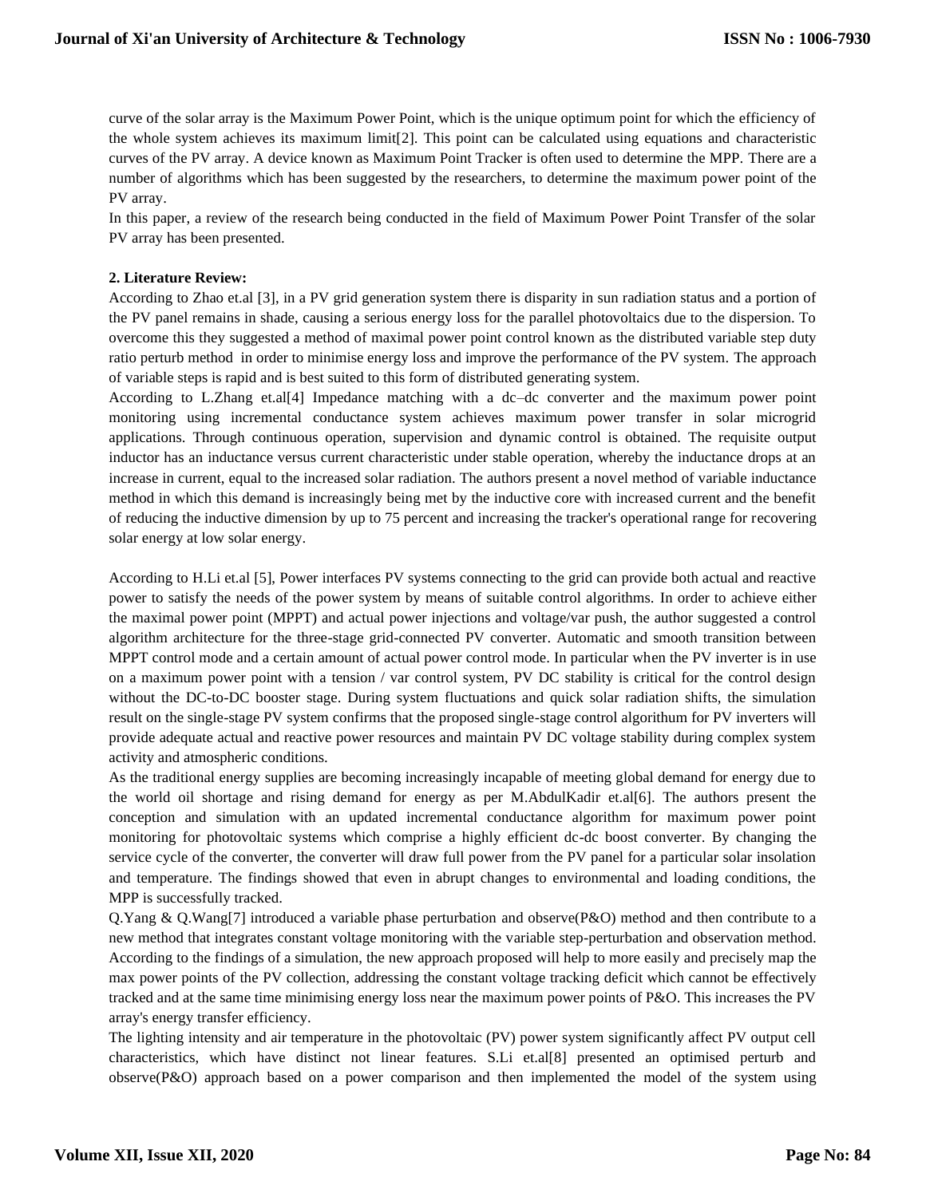curve of the solar array is the Maximum Power Point, which is the unique optimum point for which the efficiency of the whole system achieves its maximum limit[2]. This point can be calculated using equations and characteristic curves of the PV array. A device known as Maximum Point Tracker is often used to determine the MPP. There are a number of algorithms which has been suggested by the researchers, to determine the maximum power point of the PV array.

In this paper, a review of the research being conducted in the field of Maximum Power Point Transfer of the solar PV array has been presented.

## 2. Literature Review:

According to Zhao et.al [3], in a PV grid generation system there is disparity in sun radiation status and a portion of the PV panel remains in shade, causing a serious energy loss for the parallel photovoltaics due to the dispersion. To overcome this they suggested a method of maximal power point control known as the distributed variable step duty ratio perturb method in order to minimise energy loss and improve the performance of the PV system. The approach of variable steps is rapid and is best suited to this form of distributed generating system.

According to L.Zhang et.al[4] Impedance matching with a dc–dc converter and the maximum power point monitoring using incremental conductance system achieves maximum power transfer in solar microgrid applications. Through continuous operation, supervision and dynamic control is obtained. The requisite output inductor has an inductance versus current characteristic under stable operation, whereby the inductance drops at an increase in current, equal to the increased solar radiation. The authors present a novel method of variable inductance method in which this demand is increasingly being met by the inductive core with increased current and the benefit of reducing the inductive dimension by up to 75 percent and increasing the tracker's operational range for recovering solar energy at low solar energy.

According to H.Li et.al [5], Power interfaces PV systems connecting to the grid can provide both actual and reactive power to satisfy the needs of the power system by means of suitable control algorithms. In order to achieve either the maximal power point (MPPT) and actual power injections and voltage/var push, the author suggested a control algorithm architecture for the three-stage grid-connected PV converter. Automatic and smooth transition between MPPT control mode and a certain amount of actual power control mode. In particular when the PV inverter is in use on a maximum power point with a tension / var control system, PV DC stability is critical for the control design without the DC-to-DC booster stage. During system fluctuations and quick solar radiation shifts, the simulation result on the single-stage PV system confirms that the proposed single-stage control algorithm for PV inverters will provide adequate actual and reactive power resources and maintain PV DC voltage stability during complex system activity and atmospheric conditions.

As the traditional energy supplies are becoming increasingly incapable of meeting global demand for energy due to the world oil shortage and rising demand for energy as per M.AbdulKadir et.al[6]. The authors present the conception and simulation with an updated incremental conductance algorithm for maximum power point monitoring for photovoltaic systems which comprise a highly efficient dc-dc boost converter. By changing the service cycle of the converter, the converter will draw full power from the PV panel for a particular solar insolation and temperature. The findings showed that even in abrupt changes to environmental and loading conditions, the MPP is successfully tracked.

Q.Yang & Q.Wang[7] introduced a variable phase perturbation and observe(P&O) method and then contribute to a new method that integrates constant voltage monitoring with the variable step-perturbation and observation method. According to the findings of a simulation, the new approach proposed will help to more easily and precisely map the max power points of the PV collection, addressing the constant voltage tracking deficit which cannot be effectively tracked and at the same time minimising energy loss near the maximum power points of P&O. This increases the PV array's energy transfer efficiency.

The lighting intensity and air temperature in the photovoltaic (PV) power system significantly affect PV output cell characteristics, which have distinct not linear features. S.Li et.al[8] presented an optimised perturb and observe(P&O) approach based on a power comparison and then implemented the model of the system using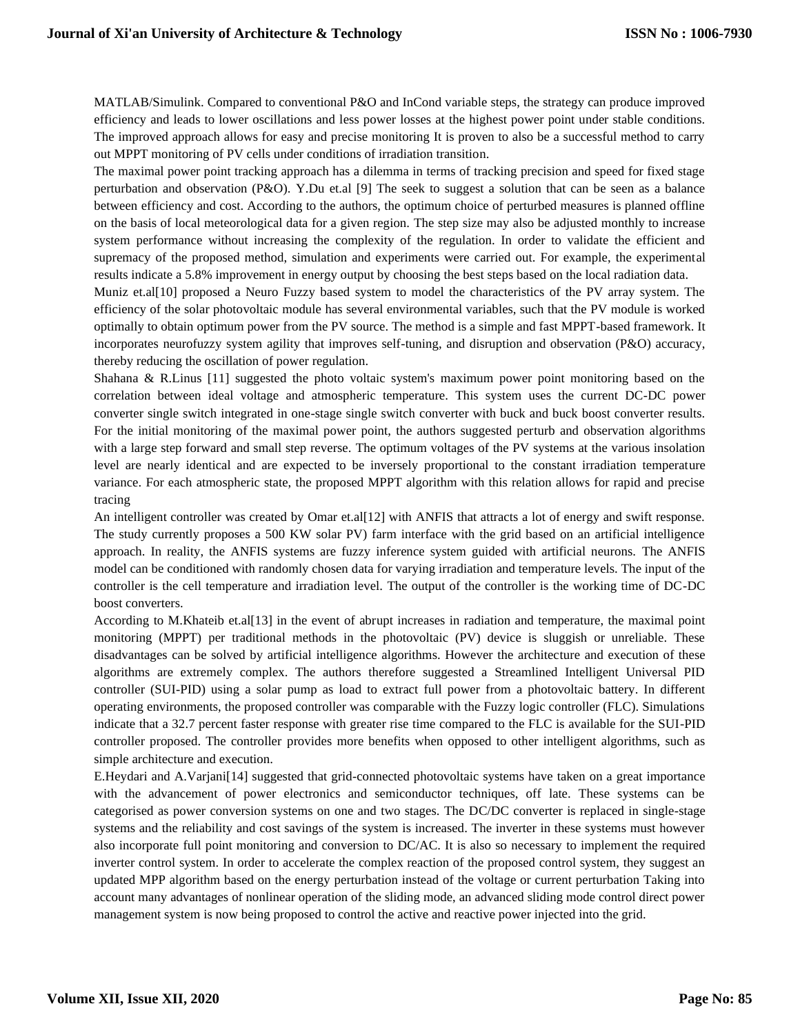MATLAB/Simulink. Compared to conventional P&O and InCond variable steps, the strategy can produce improved efficiency and leads to lower oscillations and less power losses at the highest power point under stable conditions. The improved approach allows for easy and precise monitoring It is proven to also be a successful method to carry out MPPT monitoring of PV cells under conditions of irradiation transition.

The maximal power point tracking approach has a dilemma in terms of tracking precision and speed for fixed stage perturbation and observation (P&O). Y.Du et.al [9] The seek to suggest a solution that can be seen as a balance between efficiency and cost. According to the authors, the optimum choice of perturbed measures is planned offline on the basis of local meteorological data for a given region. The step size may also be adjusted monthly to increase system performance without increasing the complexity of the regulation. In order to validate the efficient and supremacy of the proposed method, simulation and experiments were carried out. For example, the experimental results indicate a 5.8% improvement in energy output by choosing the best steps based on the local radiation data.

Muniz et.al[10] proposed a Neuro Fuzzy based system to model the characteristics of the PV array system. The efficiency of the solar photovoltaic module has several environmental variables, such that the PV module is worked optimally to obtain optimum power from the PV source. The method is a simple and fast MPPT-based framework. It incorporates neurofuzzy system agility that improves self-tuning, and disruption and observation (P&O) accuracy, thereby reducing the oscillation of power regulation.

Shahana & R.Linus [11] suggested the photo voltaic system's maximum power point monitoring based on the correlation between ideal voltage and atmospheric temperature. This system uses the current DC-DC power converter single switch integrated in one-stage single switch converter with buck and buck boost converter results. For the initial monitoring of the maximal power point, the authors suggested perturb and observation algorithms with a large step forward and small step reverse. The optimum voltages of the PV systems at the various insolation level are nearly identical and are expected to be inversely proportional to the constant irradiation temperature variance. For each atmospheric state, the proposed MPPT algorithm with this relation allows for rapid and precise tracing

An intelligent controller was created by Omar et.al[12] with ANFIS that attracts a lot of energy and swift response. The study currently proposes a 500 KW solar PV) farm interface with the grid based on an artificial intelligence approach. In reality, the ANFIS systems are fuzzy inference system guided with artificial neurons. The ANFIS model can be conditioned with randomly chosen data for varying irradiation and temperature levels. The input of the controller is the cell temperature and irradiation level. The output of the controller is the working time of DC-DC boost converters.

According to M.Khateib et.al[13] in the event of abrupt increases in radiation and temperature, the maximal point monitoring (MPPT) per traditional methods in the photovoltaic (PV) device is sluggish or unreliable. These disadvantages can be solved by artificial intelligence algorithms. However the architecture and execution of these algorithms are extremely complex. The authors therefore suggested a Streamlined Intelligent Universal PID controller (SUI-PID) using a solar pump as load to extract full power from a photovoltaic battery. In different operating environments, the proposed controller was comparable with the Fuzzy logic controller (FLC). Simulations indicate that a 32.7 percent faster response with greater rise time compared to the FLC is available for the SUI-PID controller proposed. The controller provides more benefits when opposed to other intelligent algorithms, such as simple architecture and execution.

E.Heydari and A.Varjani[14] suggested that grid-connected photovoltaic systems have taken on a great importance with the advancement of power electronics and semiconductor techniques, off late. These systems can be categorised as power conversion systems on one and two stages. The DC/DC converter is replaced in single-stage systems and the reliability and cost savings of the system is increased. The inverter in these systems must however also incorporate full point monitoring and conversion to DC/AC. It is also so necessary to implement the required inverter control system. In order to accelerate the complex reaction of the proposed control system, they suggest an updated MPP algorithm based on the energy perturbation instead of the voltage or current perturbation Taking into account many advantages of nonlinear operation of the sliding mode, an advanced sliding mode control direct power management system is now being proposed to control the active and reactive power injected into the grid.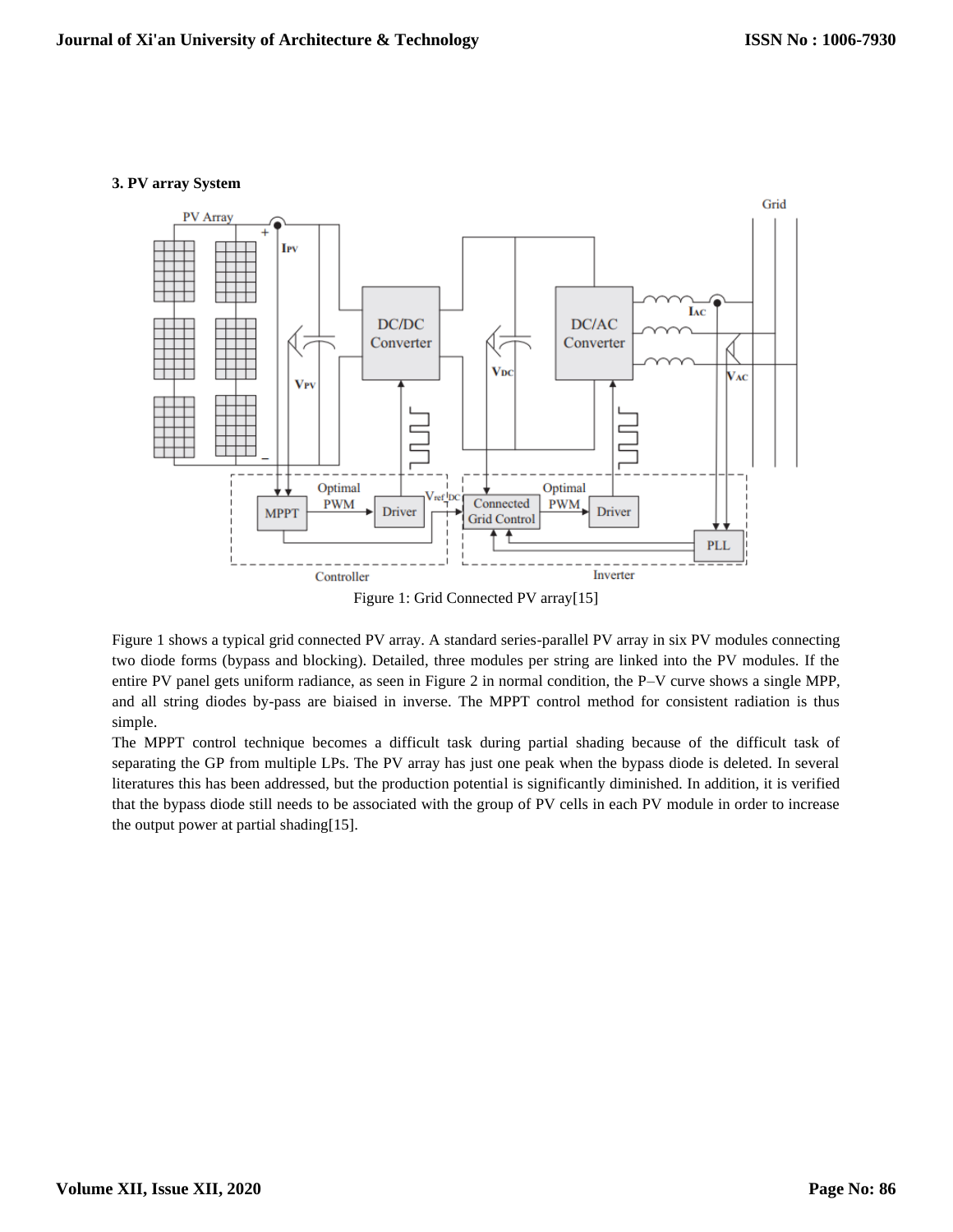### 3. PV array System

Figure 1: Grid Connected PV array[15]

Figure 1 shows a typical grid connected PV array. A standard series-parallel PV array in six PV modules connecting two diode forms (bypass and blocking). Detailed, three modules per string are linked into the PV modules. If the entire PV panel gets uniform radiance, as seen in Figure 2 in normal condition, the P–V curve shows a single MPP, and all string diodes by-pass are biaised in inverse. The MPPT control method for consistent radiation is thus simple.

The MPPT control technique becomes a difficult task during partial shading because of the difficult task of separating the GP from multiple LPs. The PV array has just one peak when the bypass diode is deleted. In several literatures this has been addressed, but the production potential is significantly diminished. In addition, it is verified that the bypass diode still needs to be associated with the group of PV cells in each PV module in order to increase the output power at partial shading[15].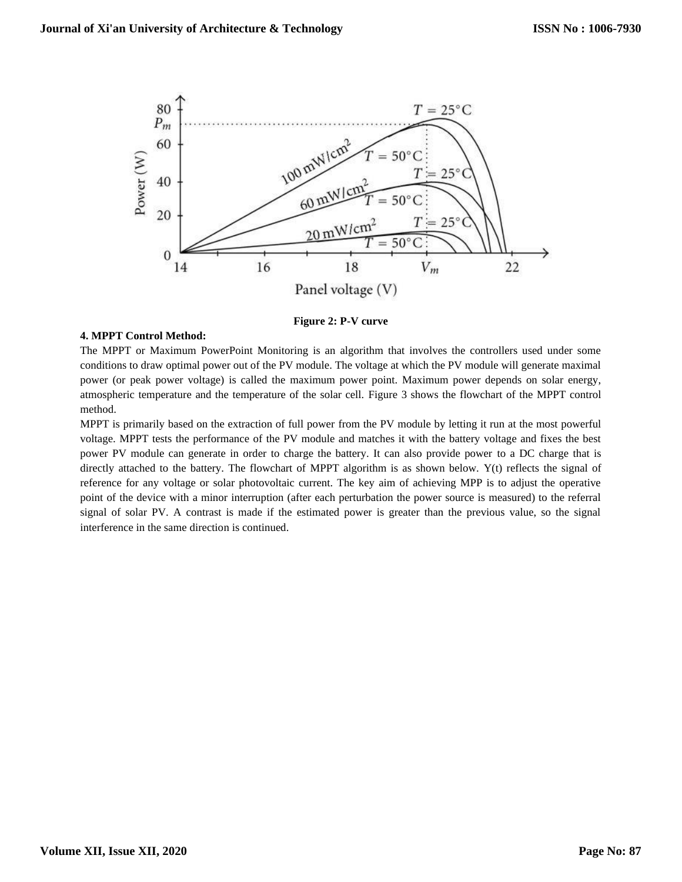**Figure 2: P-V curve**

**4. MPPT Control Method:**

The MPPT or Maximum PowerPoint Monitoring is an algorithm that involves the controllers used under some conditions to draw optimal power out of the PV module. The voltage at which the PV module will generate maximal power (or peak power voltage) is called the maximum power point. Maximum power depends on solar energy, atmospheric temperature and the temperature of the solar cell. Figure 3 shows the flowchart of the MPPT control method.

MPPT is primarily based on the extraction of full power from the PV module by letting it run at the most powerful voltage. MPPT tests the performance of the PV module and matches it with the battery voltage and fixes the best power PV module can generate in order to charge the battery. It can also provide power to a DC charge that is directly attached to the battery. The flowchart of MPPT algorithm is as shown below. Y(t) reflects the signal of reference for any voltage or solar photovoltaic current. The key aim of achieving MPP is to adjust the operative point of the device with a minor interruption (after each perturbation the power source is measured) to the referral signal of solar PV. A contrast is made if the estimated power is greater than the previous value, so the signal interference in the same direction is continued.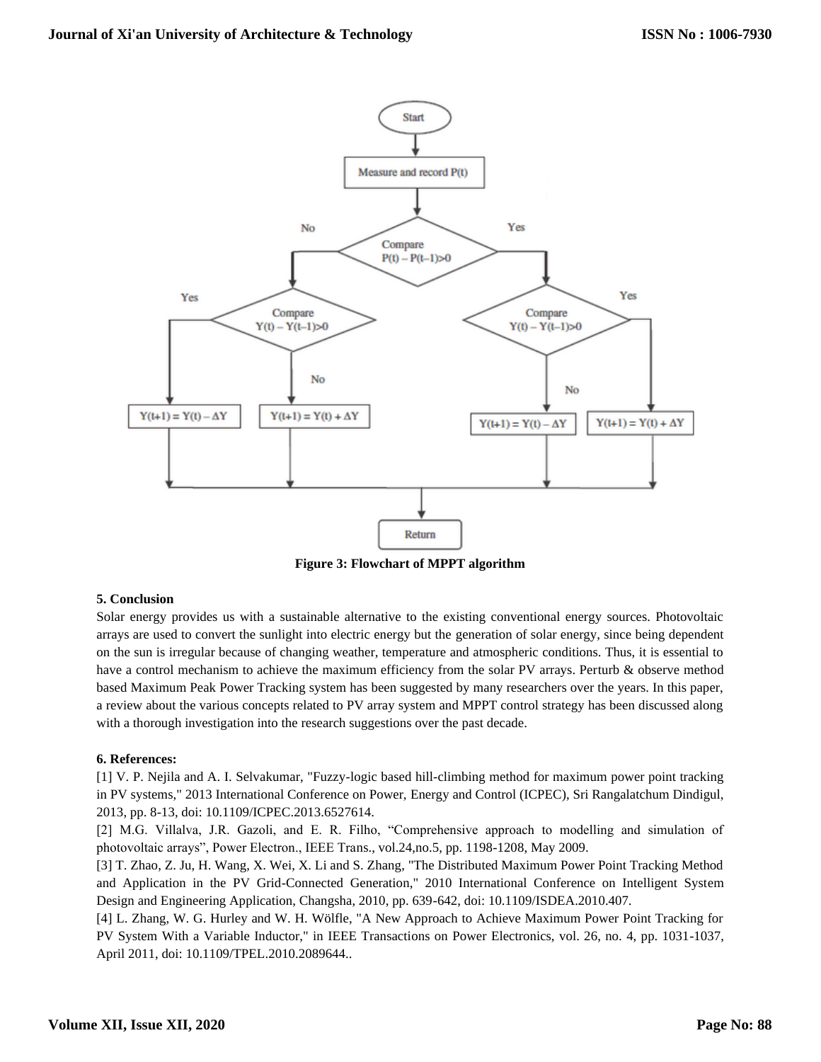Figure 3: Flowchart of MPPT algorithm

### 5. Conclusion

Solar energy provides us with a sustainable alternative to the existing conventional energy sources. Photovoltaic arrays are used to convert the sunlight into electric energy but the generation of solar energy, since being dependent on the sun is irregular because of changing weather, temperature and atmospheric conditions. Thus, it is essential to have a control mechanism to achieve the maximum efficiency from the solar PV arrays. Perturb & observe method based Maximum Peak Power Tracking system has been suggested by many researchers over the years. In this paper, a review about the various concepts related to PV array system and MPPT control strategy has been discussed along with a thorough investigation into the research suggestions over the past decade.

### 6. References:

[1] V. P. Nejila and A. I. Selvakumar, "Fuzzy-logic based hill-climbing method for maximum power point tracking in PV systems," 2013 International Conference on Power, Energy and Control (ICPEC), Sri Rangalatchum Dindigul, 2013, pp. 8-13, doi: 10.1109/ICPEC.2013.6527614.

[2] M.G. Villalva, J.R. Gazoli, and E. R. Filho, "Comprehensive approach to modelling and simulation of photovoltaic arrays", Power Electron., IEEE Trans., vol.24,no.5, pp. 1198-1208, May 2009.

[3] T. Zhao, Z. Ju, H. Wang, X. Wei, X. Li and S. Zhang, "The Distributed Maximum Power Point Tracking Method and Application in the PV Grid-Connected Generation," 2010 International Conference on Intelligent System Design and Engineering Application, Changsha, 2010, pp. 639-642, doi: 10.1109/ISDEA.2010.407.

[4] L. Zhang, W. G. Hurley and W. H. Wölfle, "A New Approach to Achieve Maximum Power Point Tracking for PV System With a Variable Inductor," in IEEE Transactions on Power Electronics, vol. 26, no. 4, pp. 1031-1037, April 2011, doi: 10.1109/TPEL.2010.2089644..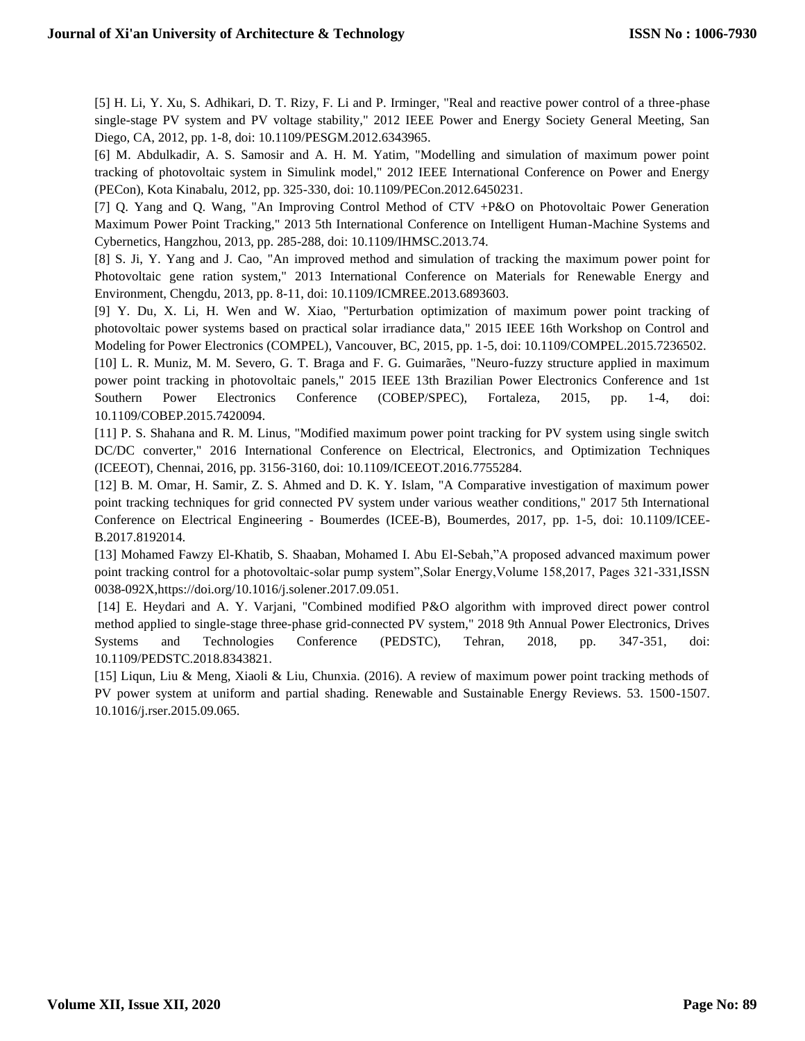[5] H. Li, Y. Xu, S. Adhikari, D. T. Rizy, F. Li and P. Irminger, "Real and reactive power control of a three-phase single-stage PV system and PV voltage stability," 2012 IEEE Power and Energy Society General Meeting, San Diego, CA, 2012, pp. 1-8, doi: 10.1109/PESGM.2012.6343965.

[6] M. Abdulkadir, A. S. Samosir and A. H. M. Yatim, "Modelling and simulation of maximum power point tracking of photovoltaic system in Simulink model," 2012 IEEE International Conference on Power and Energy (PECon), Kota Kinabalu, 2012, pp. 325-330, doi: 10.1109/PECon.2012.6450231.

[7] Q. Yang and Q. Wang, "An Improving Control Method of CTV +P&O on Photovoltaic Power Generation Maximum Power Point Tracking," 2013 5th International Conference on Intelligent Human-Machine Systems and Cybernetics, Hangzhou, 2013, pp. 285-288, doi: 10.1109/IHMSC.2013.74.

[8] S. Ji, Y. Yang and J. Cao, "An improved method and simulation of tracking the maximum power point for Photovoltaic gene ration system," 2013 International Conference on Materials for Renewable Energy and Environment, Chengdu, 2013, pp. 8-11, doi: 10.1109/ICMREE.2013.6893603.

[9] Y. Du, X. Li, H. Wen and W. Xiao, "Perturbation optimization of maximum power point tracking of photovoltaic power systems based on practical solar irradiance data," 2015 IEEE 16th Workshop on Control and Modeling for Power Electronics (COMPEL), Vancouver, BC, 2015, pp. 1-5, doi: 10.1109/COMPEL.2015.7236502.

[10] L. R. Muniz, M. M. Severo, G. T. Braga and F. G. Guimarães, "Neuro-fuzzy structure applied in maximum power point tracking in photovoltaic panels," 2015 IEEE 13th Brazilian Power Electronics Conference and 1st Southern Power Electronics Conference (COBEP/SPEC), Fortaleza, 2015, pp. 1-4, doi: 10.1109/COBEP.2015.7420094.

[11] P. S. Shahana and R. M. Linus, "Modified maximum power point tracking for PV system using single switch DC/DC converter," 2016 International Conference on Electrical, Electronics, and Optimization Techniques (ICEEOT), Chennai, 2016, pp. 3156-3160, doi: 10.1109/ICEEOT.2016.7755284.

[12] B. M. Omar, H. Samir, Z. S. Ahmed and D. K. Y. Islam, "A Comparative investigation of maximum power point tracking techniques for grid connected PV system under various weather conditions," 2017 5th International Conference on Electrical Engineering - Boumerdes (ICEE-B), Boumerdes, 2017, pp. 1-5, doi: 10.1109/ICEE-B.2017.8192014.

[13] Mohamed Fawzy El-Khatib, S. Shaaban, Mohamed I. Abu El-Sebah,"A proposed advanced maximum power point tracking control for a photovoltaic-solar pump system",Solar Energy,Volume 158,2017, Pages 321-331,ISSN 0038-092X,https://doi.org/10.1016/j.solener.2017.09.051.

[14] E. Heydari and A. Y. Varjani, "Combined modified P&O algorithm with improved direct power control method applied to single-stage three-phase grid-connected PV system," 2018 9th Annual Power Electronics, Drives Systems and Technologies Conference (PEDSTC), Tehran, 2018, pp. 347-351, doi: 10.1109/PEDSTC.2018.8343821.

[15] Liqun, Liu & Meng, Xiaoli & Liu, Chunxia. (2016). A review of maximum power point tracking methods of PV power system at uniform and partial shading. Renewable and Sustainable Energy Reviews. 53. 1500-1507. 10.1016/j.rser.2015.09.065.